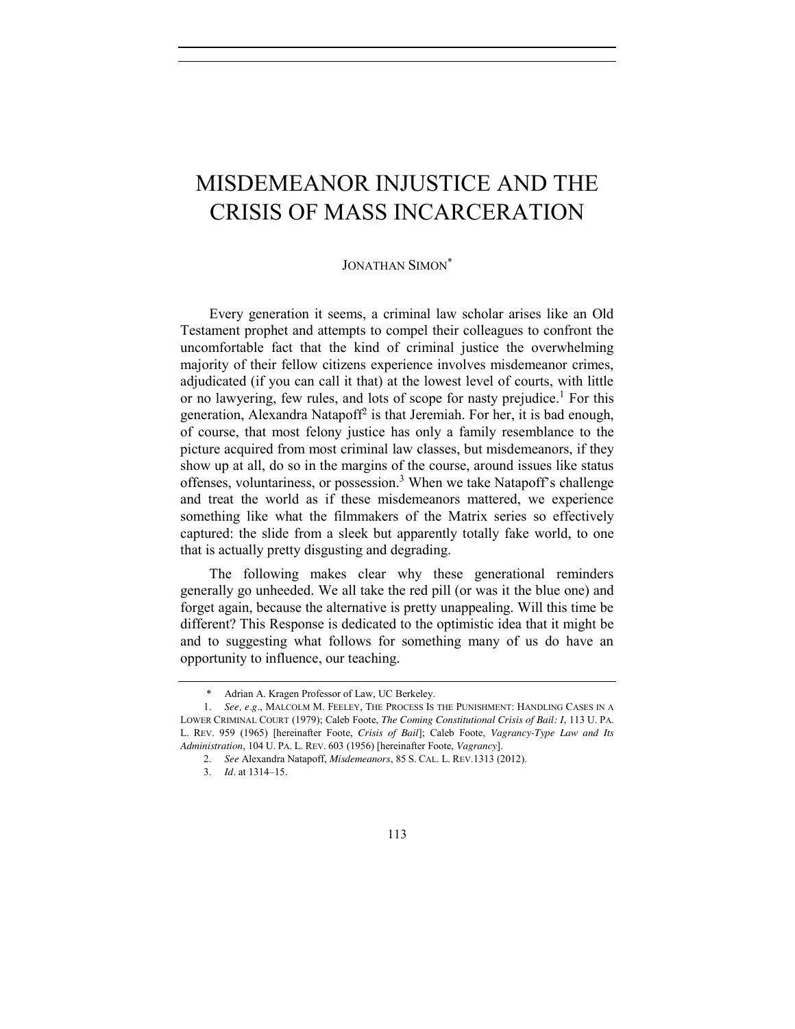# MISDEMEANOR INJUSTICE AND THE CRISIS OF MASS INCARCERATION

JONATHAN SIMON[*]

Every generation it seems, a criminal law scholar arises like an Old Testament prophet and attempts to compel their colleagues to confront the uncomfortable fact that the kind of criminal justice the overwhelming majority of their fellow citizens experience involves misdemeanor crimes, adjudicated (if you can call it that) at the lowest level of courts, with little or no lawyering, few rules, and lots of scope for nasty prejudice.[1] For this generation, Alexandra Natapoff[2] is that Jeremiah. For her, it is bad enough, of course, that most felony justice has only a family resemblance to the picture acquired from most criminal law classes, but misdemeanors, if they show up at all, do so in the margins of the course, around issues like status offenses, voluntariness, or possession.[3] When we take Natapoff's challenge and treat the world as if these misdemeanors mattered, we experience something like what the filmmakers of the Matrix series so effectively captured: the slide from a sleek but apparently totally fake world, to one that is actually pretty disgusting and degrading.

The following makes clear why these generational reminders generally go unheeded. We all take the red pill (or was it the blue one) and forget again, because the alternative is pretty unappealing. Will this time be different? This Response is dedicated to the optimistic idea that it might be and to suggesting what follows for something many of us do have an opportunity to influence, our teaching.

---

\* Adrian A. Kragen Professor of Law, UC Berkeley.

1. *See, e.g.*, MALCOLM M. FEELEY, THE PROCESS IS THE PUNISHMENT: HANDLING CASES IN A LOWER CRIMINAL COURT (1979); Caleb Foote, *The Coming Constitutional Crisis of Bail: I*, 113 U. PA. L. REV. 959 (1965) [hereinafter Foote, *Crisis of Bail*]; Caleb Foote, *Vagrancy-Type Law and Its Administration*, 104 U. PA. L. REV. 603 (1956) [hereinafter Foote, *Vagrancy*].

2. *See* Alexandra Natapoff, *Misdemeanors*, 85 S. CAL. L. REV.1313 (2012).

3. *Id*. at 1314–15.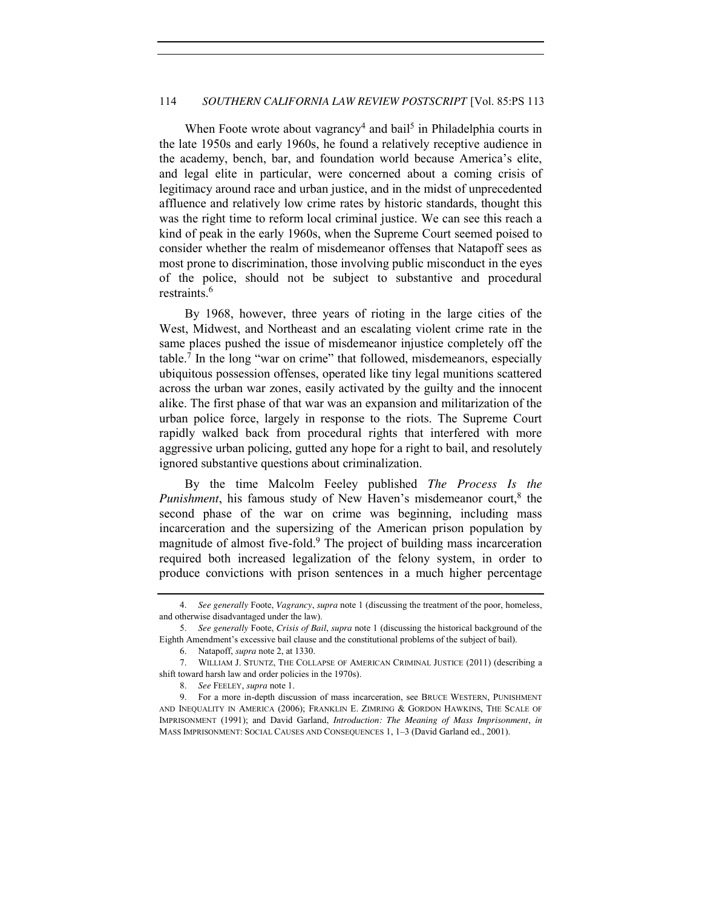When Foote wrote about vagrancy[4] and bail[5] in Philadelphia courts in the late 1950s and early 1960s, he found a relatively receptive audience in the academy, bench, bar, and foundation world because America's elite, and legal elite in particular, were concerned about a coming crisis of legitimacy around race and urban justice, and in the midst of unprecedented affluence and relatively low crime rates by historic standards, thought this was the right time to reform local criminal justice. We can see this reach a kind of peak in the early 1960s, when the Supreme Court seemed poised to consider whether the realm of misdemeanor offenses that Natapoff sees as most prone to discrimination, those involving public misconduct in the eyes of the police, should not be subject to substantive and procedural restraints.[6]

By 1968, however, three years of rioting in the large cities of the West, Midwest, and Northeast and an escalating violent crime rate in the same places pushed the issue of misdemeanor injustice completely off the table.[7] In the long "war on crime" that followed, misdemeanors, especially ubiquitous possession offenses, operated like tiny legal munitions scattered across the urban war zones, easily activated by the guilty and the innocent alike. The first phase of that war was an expansion and militarization of the urban police force, largely in response to the riots. The Supreme Court rapidly walked back from procedural rights that interfered with more aggressive urban policing, gutted any hope for a right to bail, and resolutely ignored substantive questions about criminalization.

By the time Malcolm Feeley published *The Process Is the Punishment*, his famous study of New Haven's misdemeanor court,[8] the second phase of the war on crime was beginning, including mass incarceration and the supersizing of the American prison population by magnitude of almost five-fold.[9] The project of building mass incarceration required both increased legalization of the felony system, in order to produce convictions with prison sentences in a much higher percentage

---

4. *See generally* Foote, *Vagrancy*, *supra* note 1 (discussing the treatment of the poor, homeless, and otherwise disadvantaged under the law).

5. *See generally* Foote, *Crisis of Bail*, *supra* note 1 (discussing the historical background of the Eighth Amendment's excessive bail clause and the constitutional problems of the subject of bail).

6. Natapoff, *supra* note 2, at 1330.

7. WILLIAM J. STUNTZ, THE COLLAPSE OF AMERICAN CRIMINAL JUSTICE (2011) (describing a shift toward harsh law and order policies in the 1970s).

8. *See* FEELEY, *supra* note 1.

9. For a more in-depth discussion of mass incarceration, see BRUCE WESTERN, PUNISHMENT AND INEQUALITY IN AMERICA (2006); FRANKLIN E. ZIMRING & GORDON HAWKINS, THE SCALE OF IMPRISONMENT (1991); and David Garland, *Introduction: The Meaning of Mass Imprisonment*, *in* MASS IMPRISONMENT: SOCIAL CAUSES AND CONSEQUENCES 1, 1–3 (David Garland ed., 2001).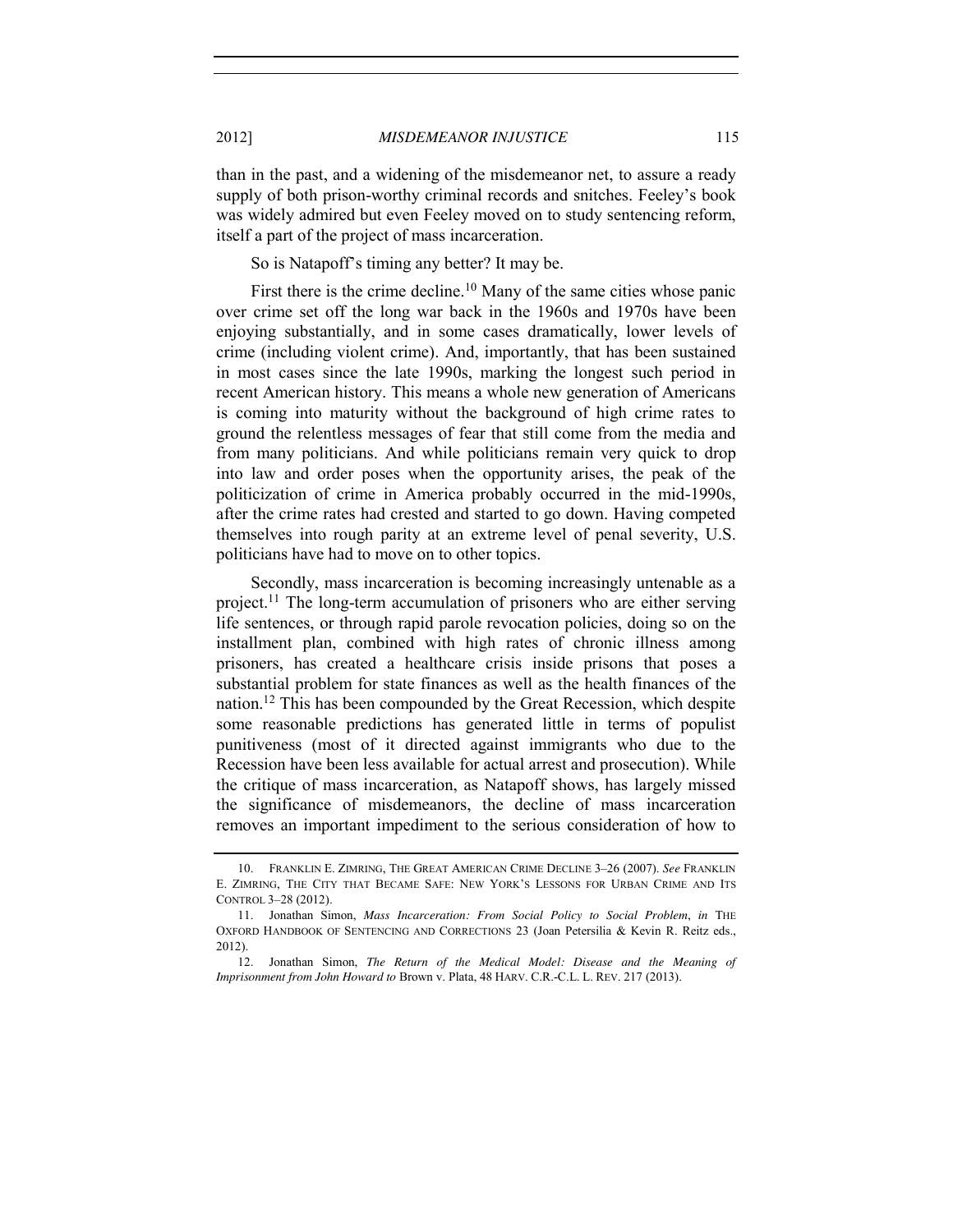than in the past, and a widening of the misdemeanor net, to assure a ready supply of both prison-worthy criminal records and snitches. Feeley's book was widely admired but even Feeley moved on to study sentencing reform, itself a part of the project of mass incarceration.

So is Natapoff's timing any better? It may be.

First there is the crime decline.[10] Many of the same cities whose panic over crime set off the long war back in the 1960s and 1970s have been enjoying substantially, and in some cases dramatically, lower levels of crime (including violent crime). And, importantly, that has been sustained in most cases since the late 1990s, marking the longest such period in recent American history. This means a whole new generation of Americans is coming into maturity without the background of high crime rates to ground the relentless messages of fear that still come from the media and from many politicians. And while politicians remain very quick to drop into law and order poses when the opportunity arises, the peak of the politicization of crime in America probably occurred in the mid-1990s, after the crime rates had crested and started to go down. Having competed themselves into rough parity at an extreme level of penal severity, U.S. politicians have had to move on to other topics.

Secondly, mass incarceration is becoming increasingly untenable as a project.[11] The long-term accumulation of prisoners who are either serving life sentences, or through rapid parole revocation policies, doing so on the installment plan, combined with high rates of chronic illness among prisoners, has created a healthcare crisis inside prisons that poses a substantial problem for state finances as well as the health finances of the nation.[12] This has been compounded by the Great Recession, which despite some reasonable predictions has generated little in terms of populist punitiveness (most of it directed against immigrants who due to the Recession have been less available for actual arrest and prosecution). While the critique of mass incarceration, as Natapoff shows, has largely missed the significance of misdemeanors, the decline of mass incarceration removes an important impediment to the serious consideration of how to

---

10. FRANKLIN E. ZIMRING, THE GREAT AMERICAN CRIME DECLINE 3–26 (2007). *See* FRANKLIN E. ZIMRING, THE CITY THAT BECAME SAFE: NEW YORK'S LESSONS FOR URBAN CRIME AND ITS CONTROL 3–28 (2012).

11. Jonathan Simon, *Mass Incarceration: From Social Policy to Social Problem*, *in* THE OXFORD HANDBOOK OF SENTENCING AND CORRECTIONS 23 (Joan Petersilia & Kevin R. Reitz eds., 2012).

12. Jonathan Simon, *The Return of the Medical Model: Disease and the Meaning of Imprisonment from John Howard to* Brown v. Plata, 48 HARV. C.R.-C.L. L. REV. 217 (2013).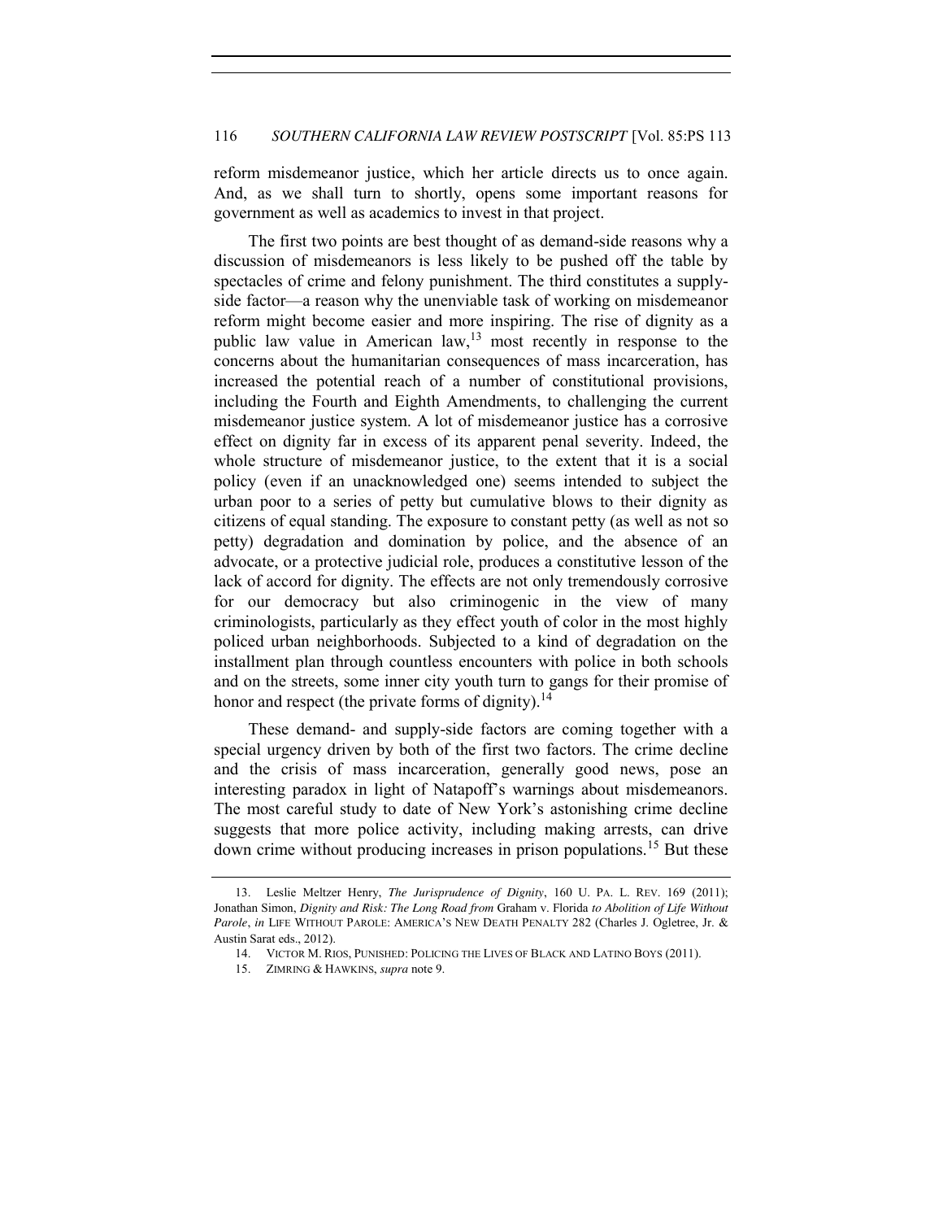reform misdemeanor justice, which her article directs us to once again. And, as we shall turn to shortly, opens some important reasons for government as well as academics to invest in that project.

The first two points are best thought of as demand-side reasons why a discussion of misdemeanors is less likely to be pushed off the table by spectacles of crime and felony punishment. The third constitutes a supply-side factor—a reason why the unenviable task of working on misdemeanor reform might become easier and more inspiring. The rise of dignity as a public law value in American law,[13] most recently in response to the concerns about the humanitarian consequences of mass incarceration, has increased the potential reach of a number of constitutional provisions, including the Fourth and Eighth Amendments, to challenging the current misdemeanor justice system. A lot of misdemeanor justice has a corrosive effect on dignity far in excess of its apparent penal severity. Indeed, the whole structure of misdemeanor justice, to the extent that it is a social policy (even if an unacknowledged one) seems intended to subject the urban poor to a series of petty but cumulative blows to their dignity as citizens of equal standing. The exposure to constant petty (as well as not so petty) degradation and domination by police, and the absence of an advocate, or a protective judicial role, produces a constitutive lesson of the lack of accord for dignity. The effects are not only tremendously corrosive for our democracy but also criminogenic in the view of many criminologists, particularly as they effect youth of color in the most highly policed urban neighborhoods. Subjected to a kind of degradation on the installment plan through countless encounters with police in both schools and on the streets, some inner city youth turn to gangs for their promise of honor and respect (the private forms of dignity).[14]

These demand- and supply-side factors are coming together with a special urgency driven by both of the first two factors. The crime decline and the crisis of mass incarceration, generally good news, pose an interesting paradox in light of Natapoff's warnings about misdemeanors. The most careful study to date of New York's astonishing crime decline suggests that more police activity, including making arrests, can drive down crime without producing increases in prison populations.[15] But these

---

13. Leslie Meltzer Henry, *The Jurisprudence of Dignity*, 160 U. PA. L. REV. 169 (2011); Jonathan Simon, *Dignity and Risk: The Long Road from* Graham v. Florida *to Abolition of Life Without Parole*, *in* LIFE WITHOUT PAROLE: AMERICA'S NEW DEATH PENALTY 282 (Charles J. Ogletree, Jr. & Austin Sarat eds., 2012).

14. VICTOR M. RIOS, PUNISHED: POLICING THE LIVES OF BLACK AND LATINO BOYS (2011).

15. ZIMRING & HAWKINS, *supra* note 9.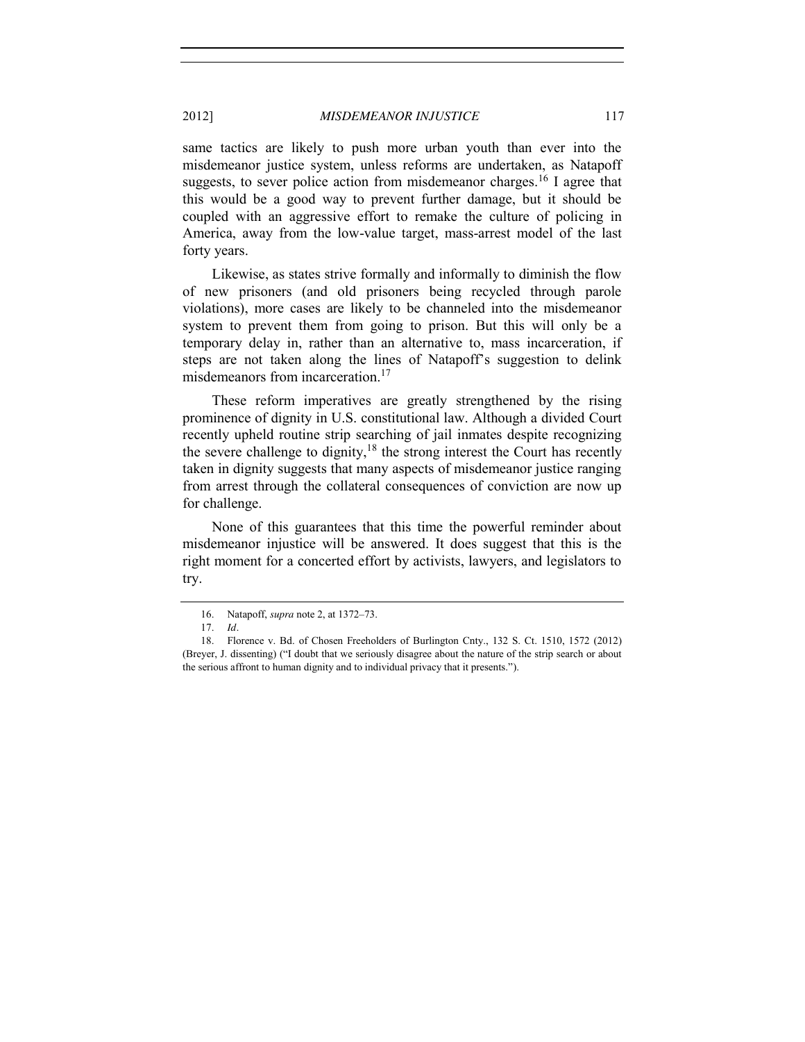same tactics are likely to push more urban youth than ever into the misdemeanor justice system, unless reforms are undertaken, as Natapoff suggests, to sever police action from misdemeanor charges.[16] I agree that this would be a good way to prevent further damage, but it should be coupled with an aggressive effort to remake the culture of policing in America, away from the low-value target, mass-arrest model of the last forty years.

Likewise, as states strive formally and informally to diminish the flow of new prisoners (and old prisoners being recycled through parole violations), more cases are likely to be channeled into the misdemeanor system to prevent them from going to prison. But this will only be a temporary delay in, rather than an alternative to, mass incarceration, if steps are not taken along the lines of Natapoff's suggestion to delink misdemeanors from incarceration.[17]

These reform imperatives are greatly strengthened by the rising prominence of dignity in U.S. constitutional law. Although a divided Court recently upheld routine strip searching of jail inmates despite recognizing the severe challenge to dignity,[18] the strong interest the Court has recently taken in dignity suggests that many aspects of misdemeanor justice ranging from arrest through the collateral consequences of conviction are now up for challenge.

None of this guarantees that this time the powerful reminder about misdemeanor injustice will be answered. It does suggest that this is the right moment for a concerted effort by activists, lawyers, and legislators to try.

---

16. Natapoff, *supra* note 2, at 1372–73.

17. *Id*.

18. Florence v. Bd. of Chosen Freeholders of Burlington Cnty., 132 S. Ct. 1510, 1572 (2012) (Breyer, J. dissenting) ("I doubt that we seriously disagree about the nature of the strip search or about the serious affront to human dignity and to individual privacy that it presents.").